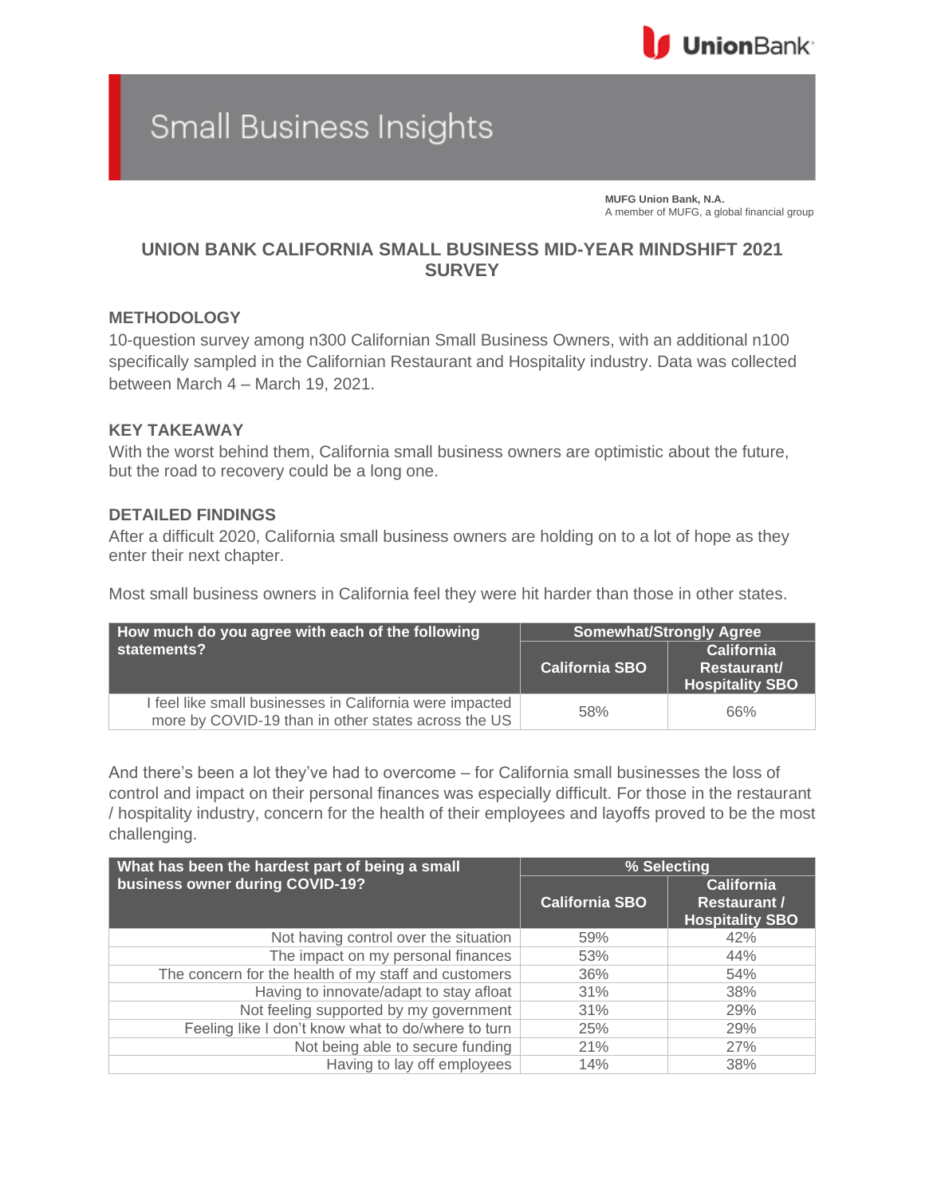# Small Business Insights

**MUFG Union Bank, N.A.**
A member of MUFG, a global financial group

## UNION BANK CALIFORNIA SMALL BUSINESS MID-YEAR MINDSHIFT 2021 SURVEY

### METHODOLOGY

10-question survey among n300 Californian Small Business Owners, with an additional n100 specifically sampled in the Californian Restaurant and Hospitality industry. Data was collected between March 4 – March 19, 2021.

### KEY TAKEAWAY

With the worst behind them, California small business owners are optimistic about the future, but the road to recovery could be a long one.

### DETAILED FINDINGS

After a difficult 2020, California small business owners are holding on to a lot of hope as they enter their next chapter.

Most small business owners in California feel they were hit harder than those in other states.

| How much do you agree with each of the following statements? | Somewhat/Strongly Agree | |
|---|---|---|
| | California SBO | California Restaurant/ Hospitality SBO |
| I feel like small businesses in California were impacted more by COVID-19 than in other states across the US | 58% | 66% |

And there's been a lot they've had to overcome – for California small businesses the loss of control and impact on their personal finances was especially difficult. For those in the restaurant / hospitality industry, concern for the health of their employees and layoffs proved to be the most challenging.

| What has been the hardest part of being a small business owner during COVID-19? | % Selecting | |
|---|---|---|
| | California SBO | California Restaurant / Hospitality SBO |
| Not having control over the situation | 59% | 42% |
| The impact on my personal finances | 53% | 44% |
| The concern for the health of my staff and customers | 36% | 54% |
| Having to innovate/adapt to stay afloat | 31% | 38% |
| Not feeling supported by my government | 31% | 29% |
| Feeling like I don't know what to do/where to turn | 25% | 29% |
| Not being able to secure funding | 21% | 27% |
| Having to lay off employees | 14% | 38% |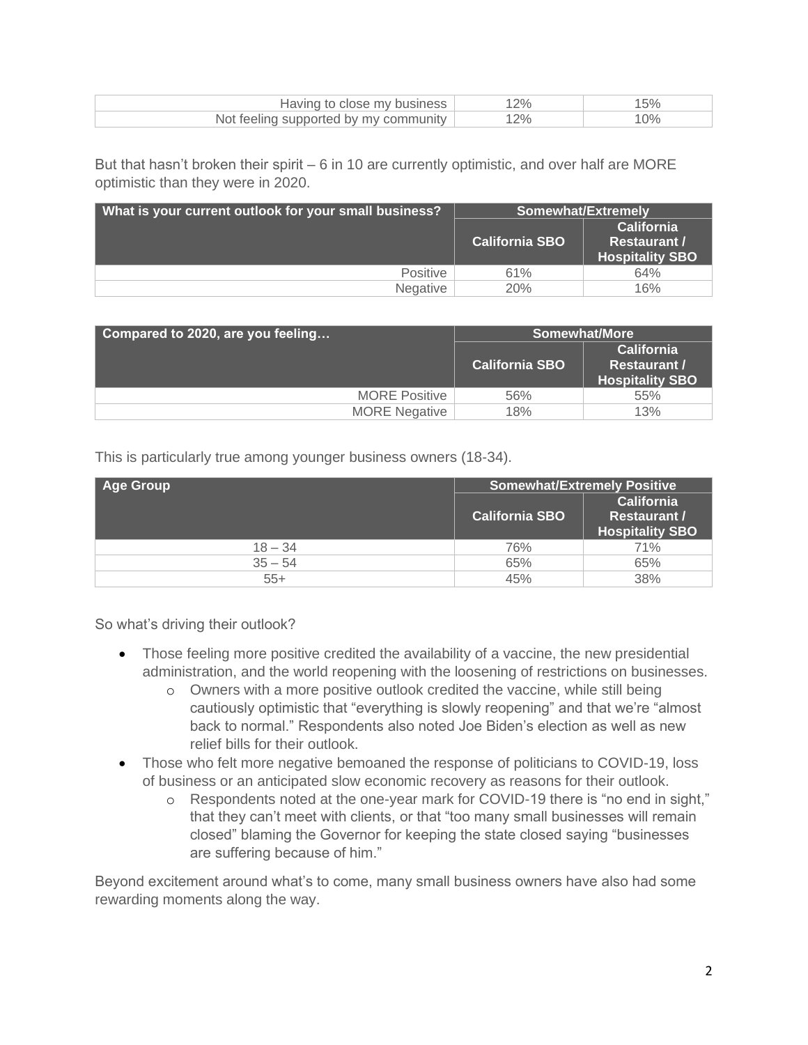| Having to close my business | 12% | 15% |
| --- | --- | --- |
| Not feeling supported by my community | 12% | 10% |

But that hasn't broken their spirit – 6 in 10 are currently optimistic, and over half are MORE optimistic than they were in 2020.

| What is your current outlook for your small business? | Somewhat/Extremely | |
| --- | --- | --- |
| | California SBO | California Restaurant / Hospitality SBO |
| Positive | 61% | 64% |
| Negative | 20% | 16% |

| Compared to 2020, are you feeling… | Somewhat/More | |
| --- | --- | --- |
| | California SBO | California Restaurant / Hospitality SBO |
| MORE Positive | 56% | 55% |
| MORE Negative | 18% | 13% |

This is particularly true among younger business owners (18-34).

| Age Group | Somewhat/Extremely Positive | |
| --- | --- | --- |
| | California SBO | California Restaurant / Hospitality SBO |
| 18 – 34 | 76% | 71% |
| 35 – 54 | 65% | 65% |
| 55+ | 45% | 38% |

So what's driving their outlook?

- Those feeling more positive credited the availability of a vaccine, the new presidential administration, and the world reopening with the loosening of restrictions on businesses.
  - Owners with a more positive outlook credited the vaccine, while still being cautiously optimistic that "everything is slowly reopening" and that we're "almost back to normal." Respondents also noted Joe Biden's election as well as new relief bills for their outlook.
- Those who felt more negative bemoaned the response of politicians to COVID-19, loss of business or an anticipated slow economic recovery as reasons for their outlook.
  - Respondents noted at the one-year mark for COVID-19 there is "no end in sight," that they can't meet with clients, or that "too many small businesses will remain closed" blaming the Governor for keeping the state closed saying "businesses are suffering because of him."

Beyond excitement around what's to come, many small business owners have also had some rewarding moments along the way.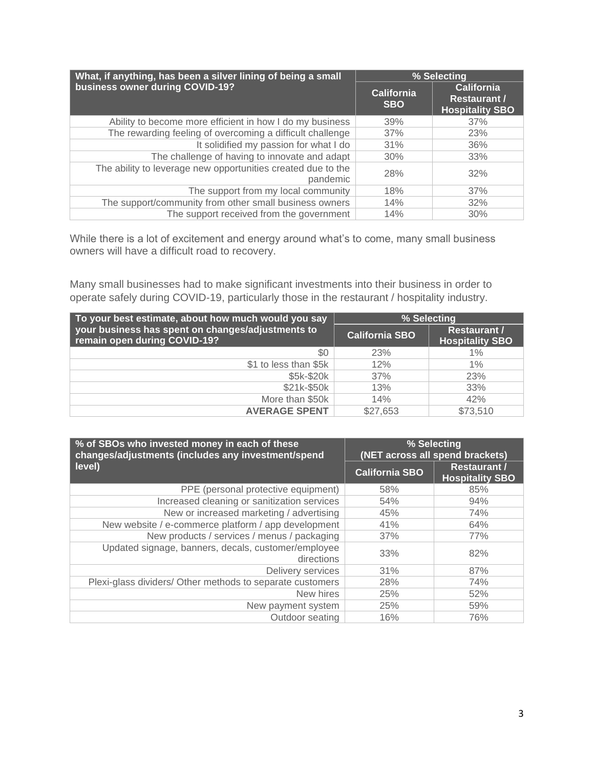| What, if anything, has been a silver lining of being a small business owner during COVID-19? | % Selecting | |
|---|---|---|
| | California SBO | California Restaurant / Hospitality SBO |
| Ability to become more efficient in how I do my business | 39% | 37% |
| The rewarding feeling of overcoming a difficult challenge | 37% | 23% |
| It solidified my passion for what I do | 31% | 36% |
| The challenge of having to innovate and adapt | 30% | 33% |
| The ability to leverage new opportunities created due to the pandemic | 28% | 32% |
| The support from my local community | 18% | 37% |
| The support/community from other small business owners | 14% | 32% |
| The support received from the government | 14% | 30% |

While there is a lot of excitement and energy around what's to come, many small business owners will have a difficult road to recovery.

Many small businesses had to make significant investments into their business in order to operate safely during COVID-19, particularly those in the restaurant / hospitality industry.

| To your best estimate, about how much would you say your business has spent on changes/adjustments to remain open during COVID-19? | % Selecting | |
|---|---|---|
| | California SBO | Restaurant / Hospitality SBO |
| $0 | 23% | 1% |
| $1 to less than $5k | 12% | 1% |
| $5k-$20k | 37% | 23% |
| $21k-$50k | 13% | 33% |
| More than $50k | 14% | 42% |
| **AVERAGE SPENT** | $27,653 | $73,510 |

| % of SBOs who invested money in each of these changes/adjustments (includes any investment/spend level) | % Selecting (NET across all spend brackets) | |
|---|---|---|
| | California SBO | Restaurant / Hospitality SBO |
| PPE (personal protective equipment) | 58% | 85% |
| Increased cleaning or sanitization services | 54% | 94% |
| New or increased marketing / advertising | 45% | 74% |
| New website / e-commerce platform / app development | 41% | 64% |
| New products / services / menus / packaging | 37% | 77% |
| Updated signage, banners, decals, customer/employee directions | 33% | 82% |
| Delivery services | 31% | 87% |
| Plexi-glass dividers/ Other methods to separate customers | 28% | 74% |
| New hires | 25% | 52% |
| New payment system | 25% | 59% |
| Outdoor seating | 16% | 76% |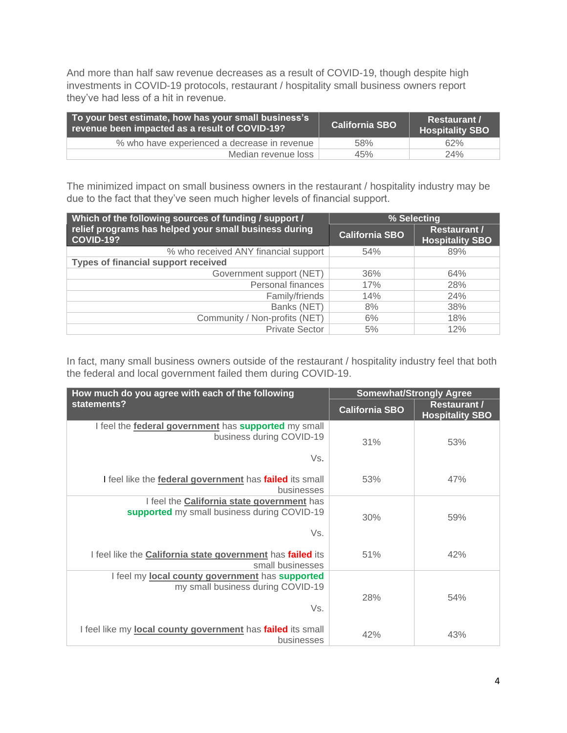And more than half saw revenue decreases as a result of COVID-19, though despite high investments in COVID-19 protocols, restaurant / hospitality small business owners report they've had less of a hit in revenue.

| To your best estimate, how has your small business's revenue been impacted as a result of COVID-19? | California SBO | Restaurant / Hospitality SBO |
|---|---|---|
| % who have experienced a decrease in revenue | 58% | 62% |
| Median revenue loss | 45% | 24% |

The minimized impact on small business owners in the restaurant / hospitality industry may be due to the fact that they've seen much higher levels of financial support.

| Which of the following sources of funding / support / relief programs has helped your small business during COVID-19? | % Selecting | |
|---|---|---|
| | California SBO | Restaurant / Hospitality SBO |
| % who received ANY financial support | 54% | 89% |
| **Types of financial support received** | | |
| Government support (NET) | 36% | 64% |
| Personal finances | 17% | 28% |
| Family/friends | 14% | 24% |
| Banks (NET) | 8% | 38% |
| Community / Non-profits (NET) | 6% | 18% |
| Private Sector | 5% | 12% |

In fact, many small business owners outside of the restaurant / hospitality industry feel that both the federal and local government failed them during COVID-19.

| How much do you agree with each of the following statements? | Somewhat/Strongly Agree | |
|---|---|---|
| | California SBO | Restaurant / Hospitality SBO |
| I feel the **federal government** has **supported** my small business during COVID-19 | 31% | 53% |
| Vs. | | |
| I feel like the **federal government** has **failed** its small businesses | 53% | 47% |
| I feel the **California state government** has **supported** my small business during COVID-19 | 30% | 59% |
| Vs. | | |
| I feel like the **California state government** has **failed** its small businesses | 51% | 42% |
| I feel my **local county government** has **supported** my small business during COVID-19 | 28% | 54% |
| Vs. | | |
| I feel like my **local county government** has **failed** its small businesses | 42% | 43% |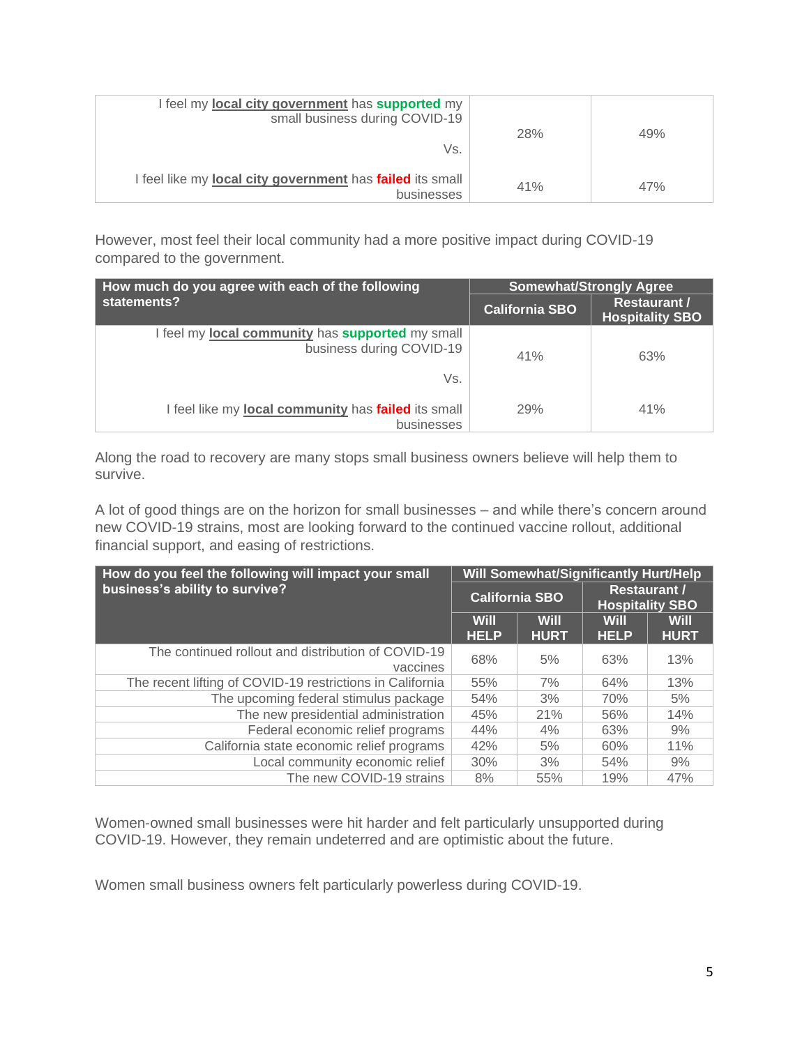| | | |
|---|---|---|
| I feel my **local city government** has **supported** my small business during COVID-19<br><br>Vs. | 28% | 49% |
| I feel like my **local city government** has **failed** its small businesses | 41% | 47% |

However, most feel their local community had a more positive impact during COVID-19 compared to the government.

| How much do you agree with each of the following statements? | Somewhat/Strongly Agree | |
|---|---|---|
| | California SBO | Restaurant / Hospitality SBO |
| I feel my **local community** has **supported** my small business during COVID-19<br><br>Vs. | 41% | 63% |
| I feel like my **local community** has **failed** its small businesses | 29% | 41% |

Along the road to recovery are many stops small business owners believe will help them to survive.

A lot of good things are on the horizon for small businesses – and while there's concern around new COVID-19 strains, most are looking forward to the continued vaccine rollout, additional financial support, and easing of restrictions.

| How do you feel the following will impact your small business's ability to survive? | Will Somewhat/Significantly Hurt/Help | | | |
|---|---|---|---|---|
| | California SBO | | Restaurant / Hospitality SBO | |
| | Will HELP | Will HURT | Will HELP | Will HURT |
| The continued rollout and distribution of COVID-19 vaccines | 68% | 5% | 63% | 13% |
| The recent lifting of COVID-19 restrictions in California | 55% | 7% | 64% | 13% |
| The upcoming federal stimulus package | 54% | 3% | 70% | 5% |
| The new presidential administration | 45% | 21% | 56% | 14% |
| Federal economic relief programs | 44% | 4% | 63% | 9% |
| California state economic relief programs | 42% | 5% | 60% | 11% |
| Local community economic relief | 30% | 3% | 54% | 9% |
| The new COVID-19 strains | 8% | 55% | 19% | 47% |

Women-owned small businesses were hit harder and felt particularly unsupported during COVID-19. However, they remain undeterred and are optimistic about the future.

Women small business owners felt particularly powerless during COVID-19.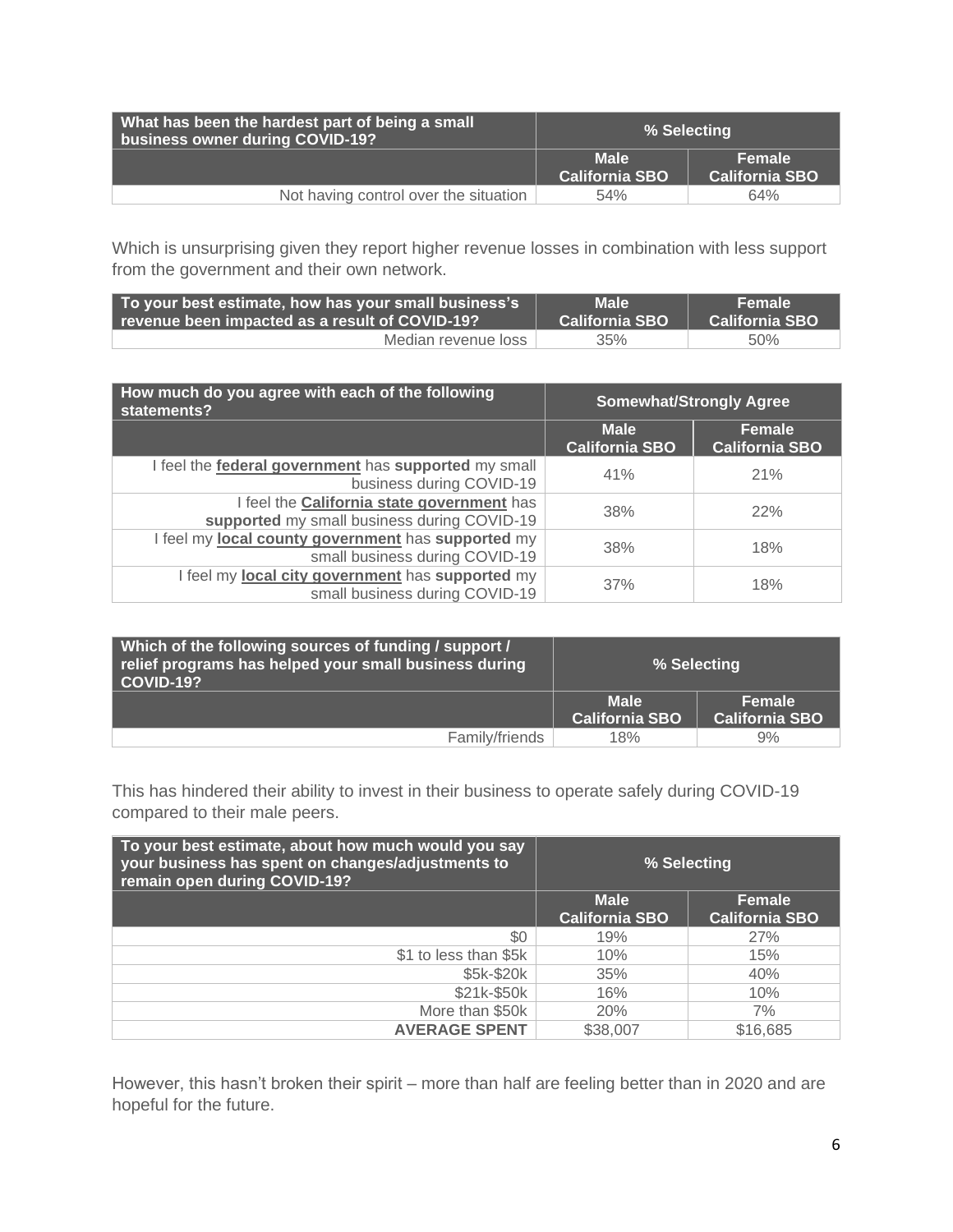| What has been the hardest part of being a small business owner during COVID-19? | % Selecting | |
|---|---|---|
| | Male California SBO | Female California SBO |
| Not having control over the situation | 54% | 64% |

Which is unsurprising given they report higher revenue losses in combination with less support from the government and their own network.

| To your best estimate, how has your small business's revenue been impacted as a result of COVID-19? | Male California SBO | Female California SBO |
|---|---|---|
| Median revenue loss | 35% | 50% |

| How much do you agree with each of the following statements? | Somewhat/Strongly Agree | |
|---|---|---|
| | Male California SBO | Female California SBO |
| I feel the **federal government** has **supported** my small business during COVID-19 | 41% | 21% |
| I feel the **California state government** has **supported** my small business during COVID-19 | 38% | 22% |
| I feel my **local county government** has **supported** my small business during COVID-19 | 38% | 18% |
| I feel my **local city government** has **supported** my small business during COVID-19 | 37% | 18% |

| Which of the following sources of funding / support / relief programs has helped your small business during COVID-19? | % Selecting | |
|---|---|---|
| | Male California SBO | Female California SBO |
| Family/friends | 18% | 9% |

This has hindered their ability to invest in their business to operate safely during COVID-19 compared to their male peers.

| To your best estimate, about how much would you say your business has spent on changes/adjustments to remain open during COVID-19? | % Selecting | |
|---|---|---|
| | Male California SBO | Female California SBO |
| $0 | 19% | 27% |
| $1 to less than $5k | 10% | 15% |
| $5k-$20k | 35% | 40% |
| $21k-$50k | 16% | 10% |
| More than $50k | 20% | 7% |
| **AVERAGE SPENT** | $38,007 | $16,685 |

However, this hasn't broken their spirit – more than half are feeling better than in 2020 and are hopeful for the future.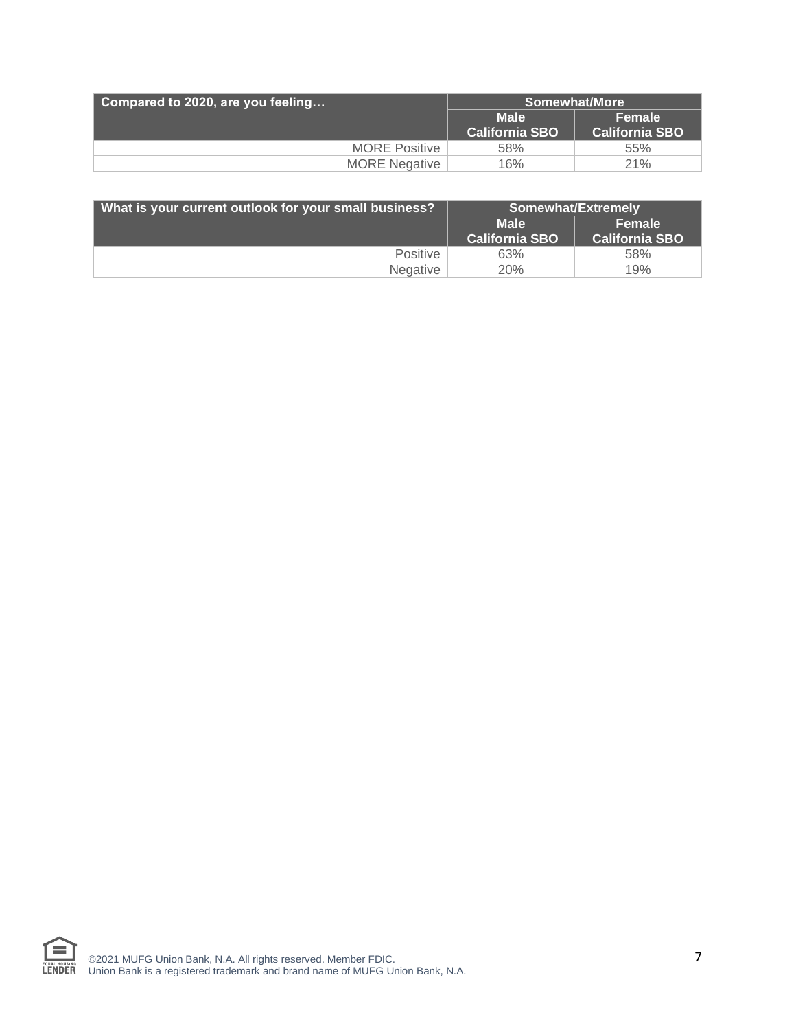| Compared to 2020, are you feeling… | Somewhat/More | |
|---|---|---|
| | Male California SBO | Female California SBO |
| MORE Positive | 58% | 55% |
| MORE Negative | 16% | 21% |

| What is your current outlook for your small business? | Somewhat/Extremely | |
|---|---|---|
| | Male California SBO | Female California SBO |
| Positive | 63% | 58% |
| Negative | 20% | 19% |

©2021 MUFG Union Bank, N.A. All rights reserved. Member FDIC.
Union Bank is a registered trademark and brand name of MUFG Union Bank, N.A.